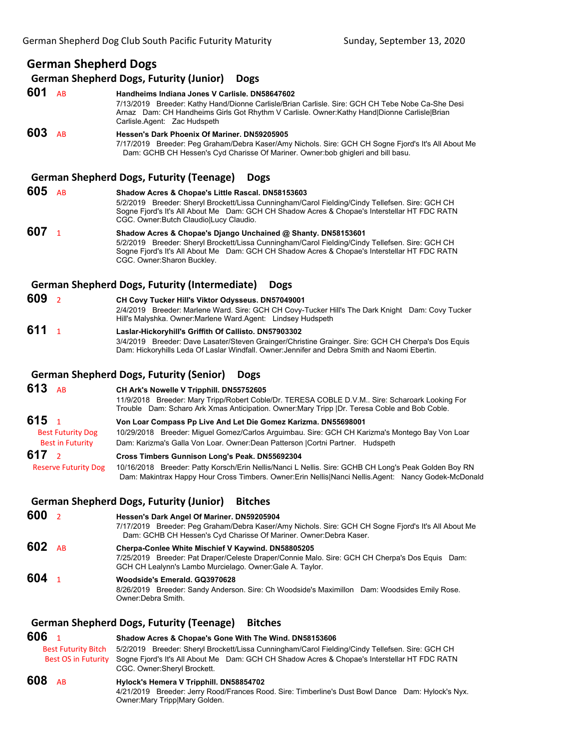# German Shepherd Dogs

## German Shepherd Dogs, Futurity (Junior) Dogs

**601** AB **Handheims Indiana Jones V Carlisle. DN58647602**
7/13/2019 Breeder: Kathy Hand/Dionne Carlisle/Brian Carlisle. Sire: GCH CH Tebe Nobe Ca-She Desi Arnaz Dam: CH Handheims Girls Got Rhythm V Carlisle. Owner:Kathy Hand|Dionne Carlisle|Brian Carlisle.Agent: Zac Hudspeth

**603** AB **Hessen's Dark Phoenix Of Mariner. DN59205905**
7/17/2019 Breeder: Peg Graham/Debra Kaser/Amy Nichols. Sire: GCH CH Sogne Fjord's It's All About Me Dam: GCHB CH Hessen's Cyd Charisse Of Mariner. Owner:bob ghigleri and bill basu.

## German Shepherd Dogs, Futurity (Teenage) Dogs

**605** AB **Shadow Acres & Chopae's Little Rascal. DN58153603**
5/2/2019 Breeder: Sheryl Brockett/Lissa Cunningham/Carol Fielding/Cindy Tellefsen. Sire: GCH CH Sogne Fjord's It's All About Me Dam: GCH CH Shadow Acres & Chopae's Interstellar HT FDC RATN CGC. Owner:Butch Claudio|Lucy Claudio.

**607** 1 **Shadow Acres & Chopae's Django Unchained @ Shanty. DN58153601**
5/2/2019 Breeder: Sheryl Brockett/Lissa Cunningham/Carol Fielding/Cindy Tellefsen. Sire: GCH CH Sogne Fjord's It's All About Me Dam: GCH CH Shadow Acres & Chopae's Interstellar HT FDC RATN CGC. Owner:Sharon Buckley.

## German Shepherd Dogs, Futurity (Intermediate) Dogs

**609** 2 **CH Covy Tucker Hill's Viktor Odysseus. DN57049001**
2/4/2019 Breeder: Marlene Ward. Sire: GCH CH Covy-Tucker Hill's The Dark Knight Dam: Covy Tucker Hill's Malyshka. Owner:Marlene Ward.Agent: Lindsey Hudspeth

**611** 1 **Laslar-Hickoryhill's Griffith Of Callisto. DN57903302**
3/4/2019 Breeder: Dave Lasater/Steven Grainger/Christine Grainger. Sire: GCH CH Cherpa's Dos Equis Dam: Hickoryhills Leda Of Laslar Windfall. Owner:Jennifer and Debra Smith and Naomi Ebertin.

## German Shepherd Dogs, Futurity (Senior) Dogs

**613** AB **CH Ark's Nowelle V Tripphill. DN55752605**
11/9/2018 Breeder: Mary Tripp/Robert Coble/Dr. TERESA COBLE D.V.M.. Sire: Scharoark Looking For Trouble Dam: Scharo Ark Xmas Anticipation. Owner:Mary Tripp |Dr. Teresa Coble and Bob Coble.

**615** 1 Best Futurity Dog, Best in Futurity **Von Loar Compass Pp Live And Let Die Gomez Karizma. DN55698001**
10/29/2018 Breeder: Miguel Gomez/Carlos Arguimbau. Sire: GCH CH Karizma's Montego Bay Von Loar Dam: Karizma's Galla Von Loar. Owner:Dean Patterson |Cortni Partner. Hudspeth

**617** 2 Reserve Futurity Dog **Cross Timbers Gunnison Long's Peak. DN55692304**
10/16/2018 Breeder: Patty Korsch/Erin Nellis/Nanci L Nellis. Sire: GCHB CH Long's Peak Golden Boy RN Dam: Makintrax Happy Hour Cross Timbers. Owner:Erin Nellis|Nanci Nellis.Agent: Nancy Godek-McDonald

## German Shepherd Dogs, Futurity (Junior) Bitches

**600** 2 **Hessen's Dark Angel Of Mariner. DN59205904**
7/17/2019 Breeder: Peg Graham/Debra Kaser/Amy Nichols. Sire: GCH CH Sogne Fjord's It's All About Me Dam: GCHB CH Hessen's Cyd Charisse Of Mariner. Owner:Debra Kaser.

**602** AB **Cherpa-Conlee White Mischief V Kaywind. DN58805205**
7/25/2019 Breeder: Pat Draper/Celeste Draper/Connie Malo. Sire: GCH CH Cherpa's Dos Equis Dam: GCH CH Lealynn's Lambo Murcielago. Owner:Gale A. Taylor.

**604** 1 **Woodside's Emerald. GQ3970628**
8/26/2019 Breeder: Sandy Anderson. Sire: Ch Woodside's Maximillon Dam: Woodsides Emily Rose. Owner:Debra Smith.

## German Shepherd Dogs, Futurity (Teenage) Bitches

**606** 1 Best Futurity Bitch, Best OS in Futurity **Shadow Acres & Chopae's Gone With The Wind. DN58153606**
5/2/2019 Breeder: Sheryl Brockett/Lissa Cunningham/Carol Fielding/Cindy Tellefsen. Sire: GCH CH Sogne Fjord's It's All About Me Dam: GCH CH Shadow Acres & Chopae's Interstellar HT FDC RATN CGC. Owner:Sheryl Brockett.

**608** AB **Hylock's Hemera V Tripphill. DN58854702**
4/21/2019 Breeder: Jerry Rood/Frances Rood. Sire: Timberline's Dust Bowl Dance Dam: Hylock's Nyx. Owner:Mary Tripp|Mary Golden.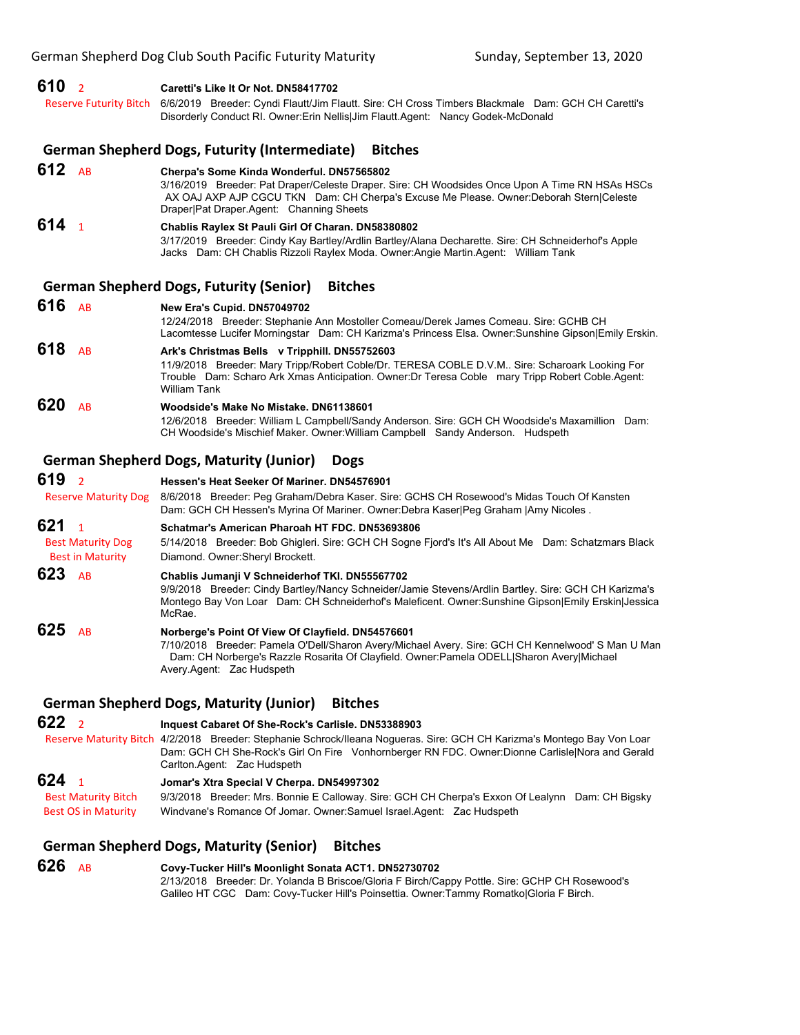**610** 2 **Caretti's Like It Or Not. DN58417702**
Reserve Futurity Bitch 6/6/2019 Breeder: Cyndi Flautt/Jim Flautt. Sire: CH Cross Timbers Blackmale Dam: GCH CH Caretti's Disorderly Conduct RI. Owner:Erin Nellis|Jim Flautt.Agent: Nancy Godek-McDonald

## German Shepherd Dogs, Futurity (Intermediate) Bitches

**612** AB **Cherpa's Some Kinda Wonderful. DN57565802**
3/16/2019 Breeder: Pat Draper/Celeste Draper. Sire: CH Woodsides Once Upon A Time RN HSAs HSCs AX OAJ AXP AJP CGCU TKN Dam: CH Cherpa's Excuse Me Please. Owner:Deborah Stern|Celeste Draper|Pat Draper.Agent: Channing Sheets

**614** 1 **Chablis Raylex St Pauli Girl Of Charan. DN58380802**
3/17/2019 Breeder: Cindy Kay Bartley/Ardlin Bartley/Alana Decharette. Sire: CH Schneiderhof's Apple Jacks Dam: CH Chablis Rizzoli Raylex Moda. Owner:Angie Martin.Agent: William Tank

## German Shepherd Dogs, Futurity (Senior) Bitches

**616** AB **New Era's Cupid. DN57049702**
12/24/2018 Breeder: Stephanie Ann Mostoller Comeau/Derek James Comeau. Sire: GCHB CH Lacomtesse Lucifer Morningstar Dam: CH Karizma's Princess Elsa. Owner:Sunshine Gipson|Emily Erskin.

**618** AB **Ark's Christmas Bells v Tripphill. DN55752603**
11/9/2018 Breeder: Mary Tripp/Robert Coble/Dr. TERESA COBLE D.V.M.. Sire: Scharoark Looking For Trouble Dam: Scharo Ark Xmas Anticipation. Owner:Dr Teresa Coble mary Tripp Robert Coble.Agent: William Tank

**620** AB **Woodside's Make No Mistake. DN61138601**
12/6/2018 Breeder: William L Campbell/Sandy Anderson. Sire: GCH CH Woodside's Maxamillion Dam: CH Woodside's Mischief Maker. Owner:William Campbell Sandy Anderson. Hudspeth

## German Shepherd Dogs, Maturity (Junior) Dogs

**619** 2 **Hessen's Heat Seeker Of Mariner. DN54576901**
Reserve Maturity Dog 8/6/2018 Breeder: Peg Graham/Debra Kaser. Sire: GCHS CH Rosewood's Midas Touch Of Kansten Dam: GCH CH Hessen's Myrina Of Mariner. Owner:Debra Kaser|Peg Graham |Amy Nicoles .

**621** 1 **Schatmar's American Pharoah HT FDC. DN53693806**
Best Maturity Dog
Best in Maturity
5/14/2018 Breeder: Bob Ghigleri. Sire: GCH CH Sogne Fjord's It's All About Me Dam: Schatzmars Black Diamond. Owner:Sheryl Brockett.

**623** AB **Chablis Jumanji V Schneiderhof TKI. DN55567702**
9/9/2018 Breeder: Cindy Bartley/Nancy Schneider/Jamie Stevens/Ardlin Bartley. Sire: GCH CH Karizma's Montego Bay Von Loar Dam: CH Schneiderhof's Maleficent. Owner:Sunshine Gipson|Emily Erskin|Jessica McRae.

**625** AB **Norberge's Point Of View Of Clayfield. DN54576601**
7/10/2018 Breeder: Pamela O'Dell/Sharon Avery/Michael Avery. Sire: GCH CH Kennelwood' S Man U Man Dam: CH Norberge's Razzle Rosarita Of Clayfield. Owner:Pamela ODELL|Sharon Avery|Michael Avery.Agent: Zac Hudspeth

## German Shepherd Dogs, Maturity (Junior) Bitches

**622** 2 **Inquest Cabaret Of She-Rock's Carlisle. DN53388903**
Reserve Maturity Bitch 4/2/2018 Breeder: Stephanie Schrock/Ileana Nogueras. Sire: GCH CH Karizma's Montego Bay Von Loar Dam: GCH CH She-Rock's Girl On Fire Vonhornberger RN FDC. Owner:Dionne Carlisle|Nora and Gerald Carlton.Agent: Zac Hudspeth

**624** 1 **Jomar's Xtra Special V Cherpa. DN54997302**
Best Maturity Bitch
Best OS in Maturity
9/3/2018 Breeder: Mrs. Bonnie E Calloway. Sire: GCH CH Cherpa's Exxon Of Lealynn Dam: CH Bigsky Windvane's Romance Of Jomar. Owner:Samuel Israel.Agent: Zac Hudspeth

## German Shepherd Dogs, Maturity (Senior) Bitches

**626** AB **Covy-Tucker Hill's Moonlight Sonata ACT1. DN52730702**
2/13/2018 Breeder: Dr. Yolanda B Briscoe/Gloria F Birch/Cappy Pottle. Sire: GCHP CH Rosewood's Galileo HT CGC Dam: Covy-Tucker Hill's Poinsettia. Owner:Tammy Romatko|Gloria F Birch.